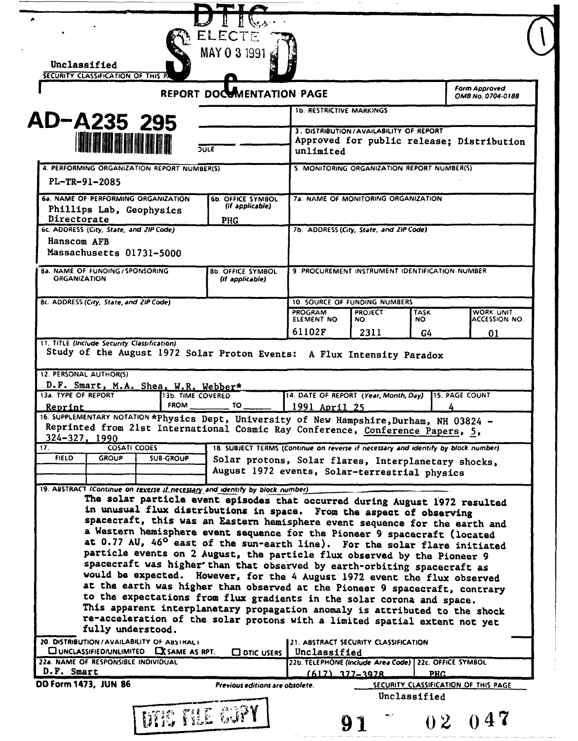DTIC
ELECTE
MAY 0 3 1991
S C D

Unclassified

SECURITY CLASSIFICATION OF THIS PAGE

# REPORT DOCUMENTATION PAGE

Form Approved OMB No. 0704-0188

AD-A235 295

| | |
|---|---|
| 1b. RESTRICTIVE MARKINGS | |
| 3. DISTRIBUTION/AVAILABILITY OF REPORT | Approved for public release; Distribution unlimited |
| 4. PERFORMING ORGANIZATION REPORT NUMBER(S) | PL-TR-91-2085 |
| 5. MONITORING ORGANIZATION REPORT NUMBER(S) | |
| 6a. NAME OF PERFORMING ORGANIZATION | Phillips Lab, Geophysics Directorate |
| 6b. OFFICE SYMBOL (If applicable) | PHG |
| 7a. NAME OF MONITORING ORGANIZATION | |
| 6c. ADDRESS (City, State, and ZIP Code) | Hanscom AFB Massachusetts 01731-5000 |
| 7b. ADDRESS (City, State, and ZIP Code) | |
| 8a. NAME OF FUNDING/SPONSORING ORGANIZATION | |
| 8b. OFFICE SYMBOL (If applicable) | |
| 9. PROCUREMENT INSTRUMENT IDENTIFICATION NUMBER | |
| 8c. ADDRESS (City, State, and ZIP Code) | |

10. SOURCE OF FUNDING NUMBERS

| PROGRAM ELEMENT NO. | PROJECT NO. | TASK NO | WORK UNIT ACCESSION NO. |
|---|---|---|---|
| 61102F | 2311 | G4 | 01 |

11. TITLE (Include Security Classification)
Study of the August 1972 Solar Proton Events: A Flux Intensity Paradox

12. PERSONAL AUTHOR(S)
D.F. Smart, M.A. Shea, W.R. Webber*

| 13a. TYPE OF REPORT | 13b. TIME COVERED | 14. DATE OF REPORT (Year, Month, Day) | 15. PAGE COUNT |
|---|---|---|---|
| Reprint | FROM ____ TO ____ | 1991 April 25 | 4 |

16. SUPPLEMENTARY NOTATION *Physics Dept, University of New Hampshire, Durham, NH 03824 - Reprinted from 21st International Cosmic Ray Conference, Conference Papers, 5, 324-327, 1990

17. COSATI CODES

| FIELD | GROUP | SUB-GROUP |
|---|---|---|
| | | |

18. SUBJECT TERMS (Continue on reverse if necessary and identify by block number)
Solar protons, Solar flares, Interplanetary shocks, August 1972 events, Solar-terrestrial physics

19. ABSTRACT (Continue on reverse if necessary and identify by block number)

The solar particle event episodes that occurred during August 1972 resulted in unusual flux distributions in space. From the aspect of observing spacecraft, this was an Eastern hemisphere event sequence for the earth and a Western hemisphere event sequence for the Pioneer 9 spacecraft (located at 0.77 AU, 46° east of the sun-earth line). For the solar flare initiated particle events on 2 August, the particle flux observed by the Pioneer 9 spacecraft was higher than that observed by earth-orbiting spacecraft as would be expected. However, for the 4 August 1972 event the flux observed at the earth was higher than observed at the Pioneer 9 spacecraft, contrary to the expectations from flux gradients in the solar corona and space. This apparent interplanetary propagation anomaly is attributed to the shock re-acceleration of the solar protons with a limited spatial extent not yet fully understood.

| | |
|---|---|
| 20. DISTRIBUTION/AVAILABILITY OF ABSTRACT ☐ UNCLASSIFIED/UNLIMITED ☒ SAME AS RPT. ☐ DTIC USERS | 21. ABSTRACT SECURITY CLASSIFICATION Unclassified |
| 22a. NAME OF RESPONSIBLE INDIVIDUAL D.F. Smart | 22b. TELEPHONE (Include Area Code) (617) 377-3978 |
| 22c. OFFICE SYMBOL | PHG |

DD Form 1473, JUN 86 — Previous editions are obsolete.

SECURITY CLASSIFICATION OF THIS PAGE
Unclassified

DTIC FILE COPY

91 02 047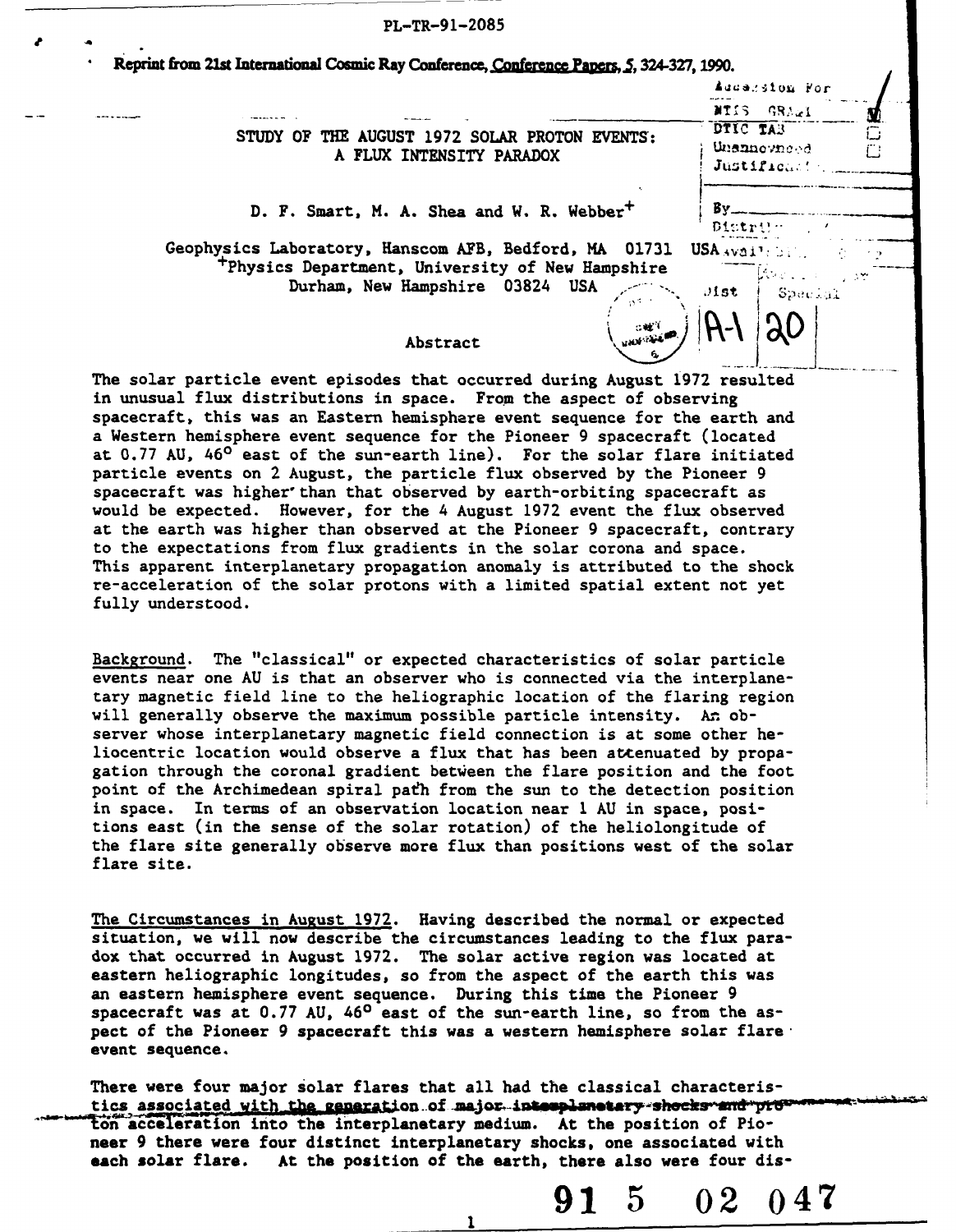PL-TR-91-2085

Reprint from 21st International Cosmic Ray Conference, Conference Papers, 5, 324-327, 1990.

# STUDY OF THE AUGUST 1972 SOLAR PROTON EVENTS: A FLUX INTENSITY PARADOX

D. F. Smart, M. A. Shea and W. R. Webber[+]

Geophysics Laboratory, Hanscom AFB, Bedford, MA 01731 USA
[+]Physics Department, University of New Hampshire
Durham, New Hampshire 03824 USA

## Abstract

The solar particle event episodes that occurred during August 1972 resulted in unusual flux distributions in space. From the aspect of observing spacecraft, this was an Eastern hemisphere event sequence for the earth and a Western hemisphere event sequence for the Pioneer 9 spacecraft (located at 0.77 AU, $46^{o}$ east of the sun-earth line). For the solar flare initiated particle events on 2 August, the particle flux observed by the Pioneer 9 spacecraft was higher than that observed by earth-orbiting spacecraft as would be expected. However, for the 4 August 1972 event the flux observed at the earth was higher than observed at the Pioneer 9 spacecraft, contrary to the expectations from flux gradients in the solar corona and space. This apparent interplanetary propagation anomaly is attributed to the shock re-acceleration of the solar protons with a limited spatial extent not yet fully understood.

Background. The "classical" or expected characteristics of solar particle events near one AU is that an observer who is connected via the interplanetary magnetic field line to the heliographic location of the flaring region will generally observe the maximum possible particle intensity. An observer whose interplanetary magnetic field connection is at some other heliocentric location would observe a flux that has been attenuated by propagation through the coronal gradient between the flare position and the foot point of the Archimedean spiral path from the sun to the detection position in space. In terms of an observation location near 1 AU in space, positions east (in the sense of the solar rotation) of the heliolongitude of the flare site generally observe more flux than positions west of the solar flare site.

The Circumstances in August 1972. Having described the normal or expected situation, we will now describe the circumstances leading to the flux paradox that occurred in August 1972. The solar active region was located at eastern heliographic longitudes, so from the aspect of the earth this was an eastern hemisphere event sequence. During this time the Pioneer 9 spacecraft was at 0.77 AU, $46^{o}$ east of the sun-earth line, so from the aspect of the Pioneer 9 spacecraft this was a western hemisphere solar flare event sequence.

There were four major solar flares that all had the classical characteristics associated with the generation of major interplanetary shocks and proton acceleration into the interplanetary medium. At the position of Pioneer 9 there were four distinct interplanetary shocks, one associated with each solar flare. At the position of the earth, there also were four dis-

91 5 02 047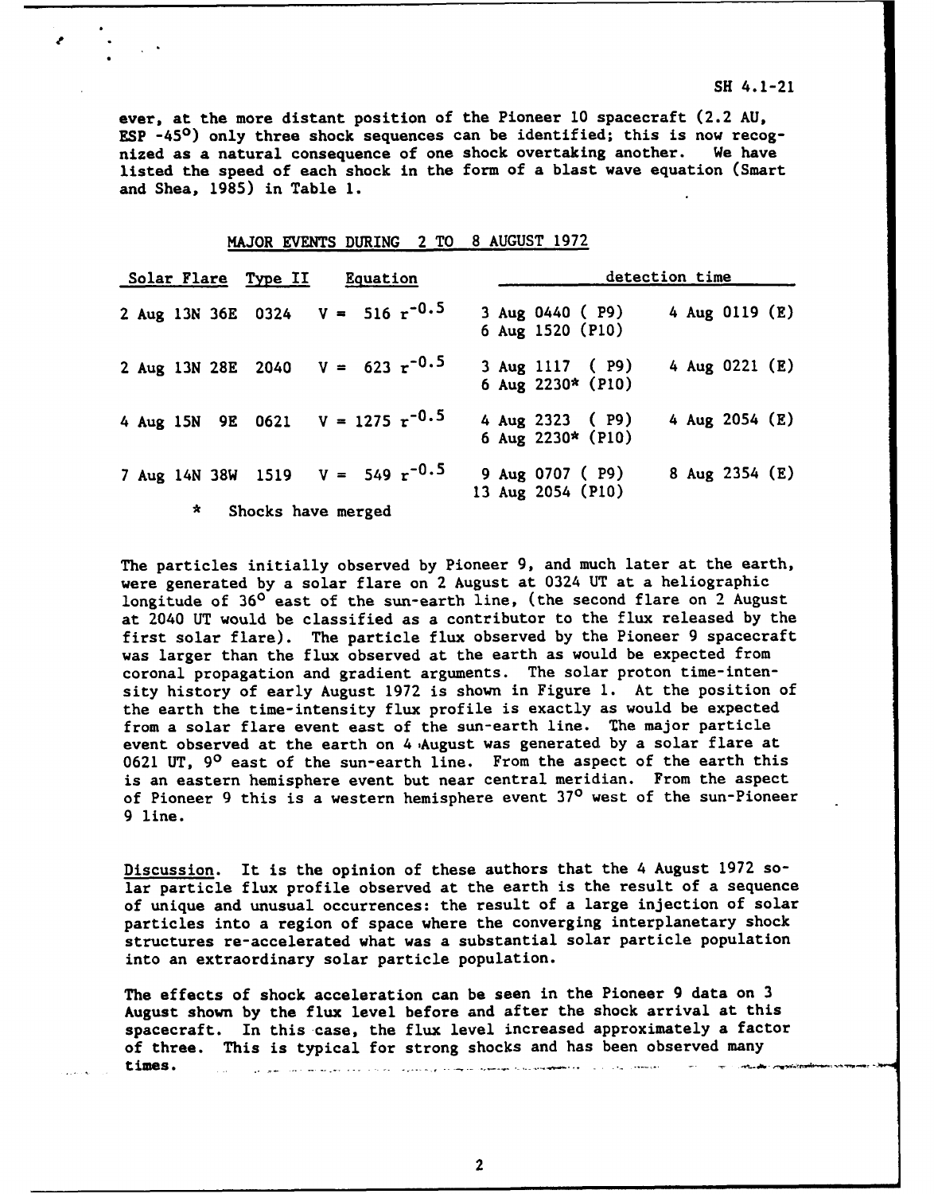ever, at the more distant position of the Pioneer 10 spacecraft (2.2 AU, ESP -45°) only three shock sequences can be identified; this is now recognized as a natural consequence of one shock overtaking another. We have listed the speed of each shock in the form of a blast wave equation (Smart and Shea, 1985) in Table 1.

## MAJOR EVENTS DURING 2 TO 8 AUGUST 1972

| Solar Flare | Type II | Equation | detection time | |
|---|---|---|---|---|
| 2 Aug 13N 36E | 0324 | $V = 516\, r^{-0.5}$ | 3 Aug 0440 ( P9)<br>6 Aug 1520 (P10) | 4 Aug 0119 (E) |
| 2 Aug 13N 28E | 2040 | $V = 623\, r^{-0.5}$ | 3 Aug 1117 ( P9)<br>6 Aug 2230* (P10) | 4 Aug 0221 (E) |
| 4 Aug 15N 9E | 0621 | $V = 1275\, r^{-0.5}$ | 4 Aug 2323 ( P9)<br>6 Aug 2230* (P10) | 4 Aug 2054 (E) |
| 7 Aug 14N 38W | 1519 | $V = 549\, r^{-0.5}$ | 9 Aug 0707 ( P9)<br>13 Aug 2054 (P10) | 8 Aug 2354 (E) |

\* Shocks have merged

The particles initially observed by Pioneer 9, and much later at the earth, were generated by a solar flare on 2 August at 0324 UT at a heliographic longitude of 36° east of the sun-earth line, (the second flare on 2 August at 2040 UT would be classified as a contributor to the flux released by the first solar flare). The particle flux observed by the Pioneer 9 spacecraft was larger than the flux observed at the earth as would be expected from coronal propagation and gradient arguments. The solar proton time-intensity history of early August 1972 is shown in Figure 1. At the position of the earth the time-intensity flux profile is exactly as would be expected from a solar flare event east of the sun-earth line. The major particle event observed at the earth on 4 August was generated by a solar flare at 0621 UT, 9° east of the sun-earth line. From the aspect of the earth this is an eastern hemisphere event but near central meridian. From the aspect of Pioneer 9 this is a western hemisphere event 37° west of the sun-Pioneer 9 line.

<u>Discussion</u>. It is the opinion of these authors that the 4 August 1972 solar particle flux profile observed at the earth is the result of a sequence of unique and unusual occurrences: the result of a large injection of solar particles into a region of space where the converging interplanetary shock structures re-accelerated what was a substantial solar particle population into an extraordinary solar particle population.

The effects of shock acceleration can be seen in the Pioneer 9 data on 3 August shown by the flux level before and after the shock arrival at this spacecraft. In this case, the flux level increased approximately a factor of three. This is typical for strong shocks and has been observed many times.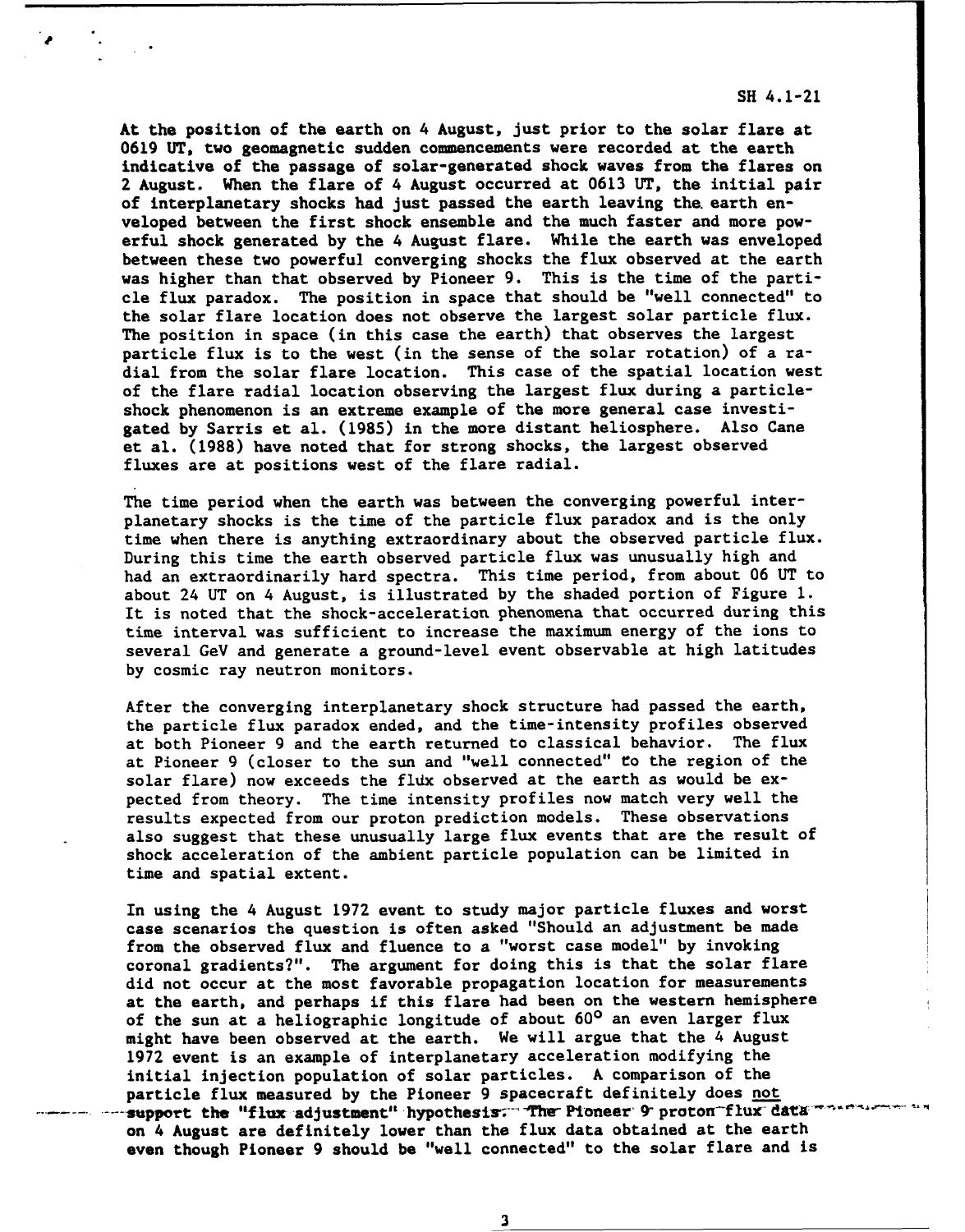At the position of the earth on 4 August, just prior to the solar flare at 0619 UT, two geomagnetic sudden commencements were recorded at the earth indicative of the passage of solar-generated shock waves from the flares on 2 August. When the flare of 4 August occurred at 0613 UT, the initial pair of interplanetary shocks had just passed the earth leaving the earth enveloped between the first shock ensemble and the much faster and more powerful shock generated by the 4 August flare. While the earth was enveloped between these two powerful converging shocks the flux observed at the earth was higher than that observed by Pioneer 9. This is the time of the particle flux paradox. The position in space that should be "well connected" to the solar flare location does not observe the largest solar particle flux. The position in space (in this case the earth) that observes the largest particle flux is to the west (in the sense of the solar rotation) of a radial from the solar flare location. This case of the spatial location west of the flare radial location observing the largest flux during a particle-shock phenomenon is an extreme example of the more general case investigated by Sarris et al. (1985) in the more distant heliosphere. Also Cane et al. (1988) have noted that for strong shocks, the largest observed fluxes are at positions west of the flare radial.

The time period when the earth was between the converging powerful interplanetary shocks is the time of the particle flux paradox and is the only time when there is anything extraordinary about the observed particle flux. During this time the earth observed particle flux was unusually high and had an extraordinarily hard spectra. This time period, from about 06 UT to about 24 UT on 4 August, is illustrated by the shaded portion of Figure 1. It is noted that the shock-acceleration phenomena that occurred during this time interval was sufficient to increase the maximum energy of the ions to several GeV and generate a ground-level event observable at high latitudes by cosmic ray neutron monitors.

After the converging interplanetary shock structure had passed the earth, the particle flux paradox ended, and the time-intensity profiles observed at both Pioneer 9 and the earth returned to classical behavior. The flux at Pioneer 9 (closer to the sun and "well connected" to the region of the solar flare) now exceeds the flux observed at the earth as would be expected from theory. The time intensity profiles now match very well the results expected from our proton prediction models. These observations also suggest that these unusually large flux events that are the result of shock acceleration of the ambient particle population can be limited in time and spatial extent.

In using the 4 August 1972 event to study major particle fluxes and worst case scenarios the question is often asked "Should an adjustment be made from the observed flux and fluence to a "worst case model" by invoking coronal gradients?". The argument for doing this is that the solar flare did not occur at the most favorable propagation location for measurements at the earth, and perhaps if this flare had been on the western hemisphere of the sun at a heliographic longitude of about $60^{\circ}$ an even larger flux might have been observed at the earth. We will argue that the 4 August 1972 event is an example of interplanetary acceleration modifying the initial injection population of solar particles. A comparison of the particle flux measured by the Pioneer 9 spacecraft definitely does not support the "flux adjustment" hypothesis. The Pioneer 9 proton flux data on 4 August are definitely lower than the flux data obtained at the earth even though Pioneer 9 should be "well connected" to the solar flare and is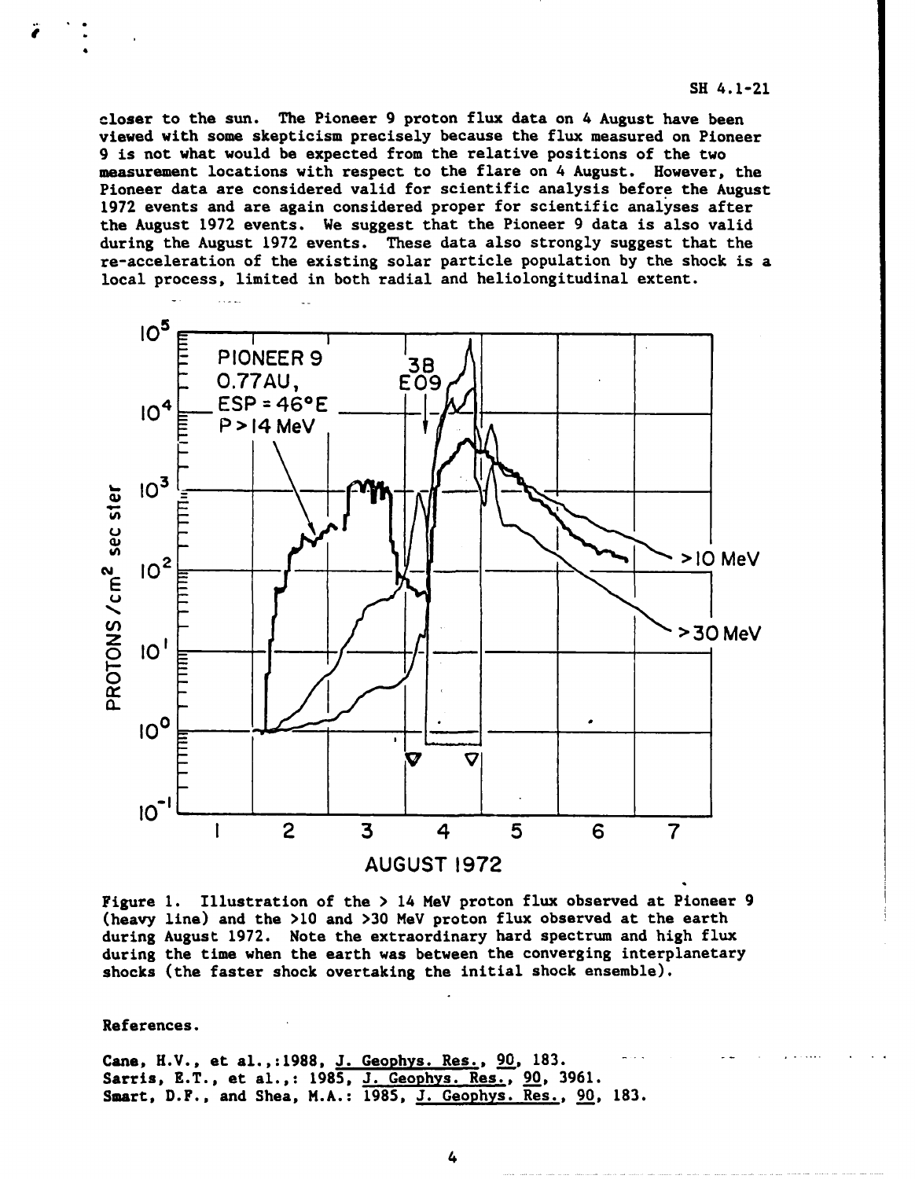closer to the sun. The Pioneer 9 proton flux data on 4 August have been viewed with some skepticism precisely because the flux measured on Pioneer 9 is not what would be expected from the relative positions of the two measurement locations with respect to the flare on 4 August. However, the Pioneer data are considered valid for scientific analysis before the August 1972 events and are again considered proper for scientific analyses after the August 1972 events. We suggest that the Pioneer 9 data is also valid during the August 1972 events. These data also strongly suggest that the re-acceleration of the existing solar particle population by the shock is a local process, limited in both radial and heliolongitudinal extent.

PIONEER 9
0.77AU,
ESP = 46°E
P > 14 MeV

3B
E09

>10 MeV

>30 MeV

PROTONS / $cm^2$ sec ster

$10^5$
$10^4$
$10^3$
$10^2$
$10^1$
$10^0$
$10^{-1}$

1 2 3 4 5 6 7

AUGUST 1972

Figure 1. Illustration of the > 14 MeV proton flux observed at Pioneer 9 (heavy line) and the >10 and >30 MeV proton flux observed at the earth during August 1972. Note the extraordinary hard spectrum and high flux during the time when the earth was between the converging interplanetary shocks (the faster shock overtaking the initial shock ensemble).

References.

Cane, H.V., et al.,:1988, J. Geophys. Res., 90, 183.
Sarris, E.T., et al.,: 1985, J. Geophys. Res., 90, 3961.
Smart, D.F., and Shea, M.A.: 1985, J. Geophys. Res., 90, 183.